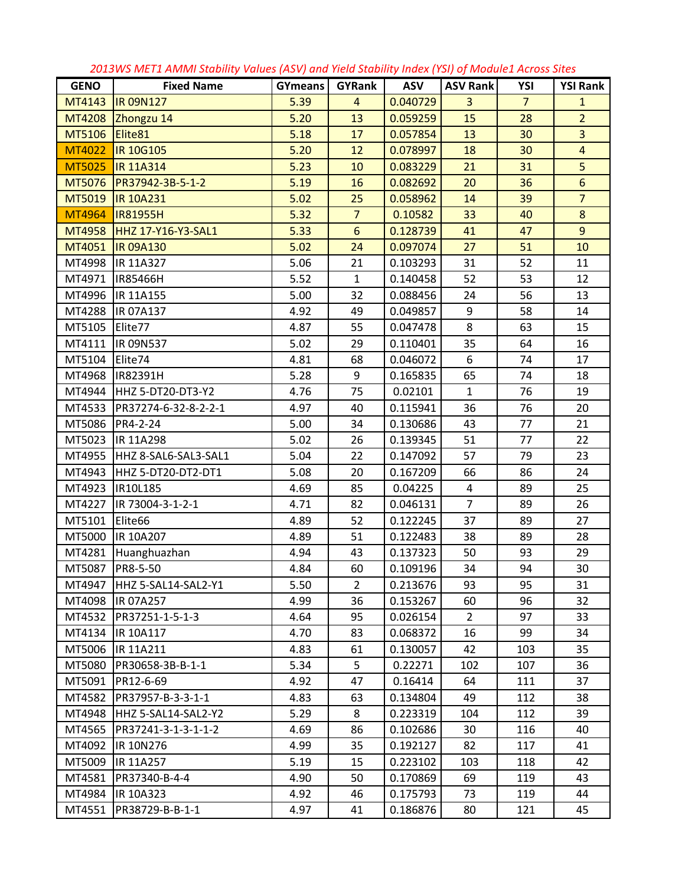*2013WS MET1 AMMI Stability Values (ASV) and Yield Stability Index (YSI) of Module1 Across Sites*

| GENO | Fixed Name | GYmeans | GYRank | ASV | ASV Rank | YSI | YSI Rank |
|---|---|---|---|---|---|---|---|
| MT4143 | IR 09N127 | 5.39 | 4 | 0.040729 | 3 | 7 | 1 |
| MT4208 | Zhongzu 14 | 5.20 | 13 | 0.059259 | 15 | 28 | 2 |
| MT5106 | Elite81 | 5.18 | 17 | 0.057854 | 13 | 30 | 3 |
| MT4022 | IR 10G105 | 5.20 | 12 | 0.078997 | 18 | 30 | 4 |
| MT5025 | IR 11A314 | 5.23 | 10 | 0.083229 | 21 | 31 | 5 |
| MT5076 | PR37942-3B-5-1-2 | 5.19 | 16 | 0.082692 | 20 | 36 | 6 |
| MT5019 | IR 10A231 | 5.02 | 25 | 0.058962 | 14 | 39 | 7 |
| MT4964 | IR81955H | 5.32 | 7 | 0.10582 | 33 | 40 | 8 |
| MT4958 | HHZ 17-Y16-Y3-SAL1 | 5.33 | 6 | 0.128739 | 41 | 47 | 9 |
| MT4051 | IR 09A130 | 5.02 | 24 | 0.097074 | 27 | 51 | 10 |
| MT4998 | IR 11A327 | 5.06 | 21 | 0.103293 | 31 | 52 | 11 |
| MT4971 | IR85466H | 5.52 | 1 | 0.140458 | 52 | 53 | 12 |
| MT4996 | IR 11A155 | 5.00 | 32 | 0.088456 | 24 | 56 | 13 |
| MT4288 | IR 07A137 | 4.92 | 49 | 0.049857 | 9 | 58 | 14 |
| MT5105 | Elite77 | 4.87 | 55 | 0.047478 | 8 | 63 | 15 |
| MT4111 | IR 09N537 | 5.02 | 29 | 0.110401 | 35 | 64 | 16 |
| MT5104 | Elite74 | 4.81 | 68 | 0.046072 | 6 | 74 | 17 |
| MT4968 | IR82391H | 5.28 | 9 | 0.165835 | 65 | 74 | 18 |
| MT4944 | HHZ 5-DT20-DT3-Y2 | 4.76 | 75 | 0.02101 | 1 | 76 | 19 |
| MT4533 | PR37274-6-32-8-2-2-1 | 4.97 | 40 | 0.115941 | 36 | 76 | 20 |
| MT5086 | PR4-2-24 | 5.00 | 34 | 0.130686 | 43 | 77 | 21 |
| MT5023 | IR 11A298 | 5.02 | 26 | 0.139345 | 51 | 77 | 22 |
| MT4955 | HHZ 8-SAL6-SAL3-SAL1 | 5.04 | 22 | 0.147092 | 57 | 79 | 23 |
| MT4943 | HHZ 5-DT20-DT2-DT1 | 5.08 | 20 | 0.167209 | 66 | 86 | 24 |
| MT4923 | IR10L185 | 4.69 | 85 | 0.04225 | 4 | 89 | 25 |
| MT4227 | IR 73004-3-1-2-1 | 4.71 | 82 | 0.046131 | 7 | 89 | 26 |
| MT5101 | Elite66 | 4.89 | 52 | 0.122245 | 37 | 89 | 27 |
| MT5000 | IR 10A207 | 4.89 | 51 | 0.122483 | 38 | 89 | 28 |
| MT4281 | Huanghuazhan | 4.94 | 43 | 0.137323 | 50 | 93 | 29 |
| MT5087 | PR8-5-50 | 4.84 | 60 | 0.109196 | 34 | 94 | 30 |
| MT4947 | HHZ 5-SAL14-SAL2-Y1 | 5.50 | 2 | 0.213676 | 93 | 95 | 31 |
| MT4098 | IR 07A257 | 4.99 | 36 | 0.153267 | 60 | 96 | 32 |
| MT4532 | PR37251-1-5-1-3 | 4.64 | 95 | 0.026154 | 2 | 97 | 33 |
| MT4134 | IR 10A117 | 4.70 | 83 | 0.068372 | 16 | 99 | 34 |
| MT5006 | IR 11A211 | 4.83 | 61 | 0.130057 | 42 | 103 | 35 |
| MT5080 | PR30658-3B-B-1-1 | 5.34 | 5 | 0.22271 | 102 | 107 | 36 |
| MT5091 | PR12-6-69 | 4.92 | 47 | 0.16414 | 64 | 111 | 37 |
| MT4582 | PR37957-B-3-3-1-1 | 4.83 | 63 | 0.134804 | 49 | 112 | 38 |
| MT4948 | HHZ 5-SAL14-SAL2-Y2 | 5.29 | 8 | 0.223319 | 104 | 112 | 39 |
| MT4565 | PR37241-3-1-3-1-1-2 | 4.69 | 86 | 0.102686 | 30 | 116 | 40 |
| MT4092 | IR 10N276 | 4.99 | 35 | 0.192127 | 82 | 117 | 41 |
| MT5009 | IR 11A257 | 5.19 | 15 | 0.223102 | 103 | 118 | 42 |
| MT4581 | PR37340-B-4-4 | 4.90 | 50 | 0.170869 | 69 | 119 | 43 |
| MT4984 | IR 10A323 | 4.92 | 46 | 0.175793 | 73 | 119 | 44 |
| MT4551 | PR38729-B-B-1-1 | 4.97 | 41 | 0.186876 | 80 | 121 | 45 |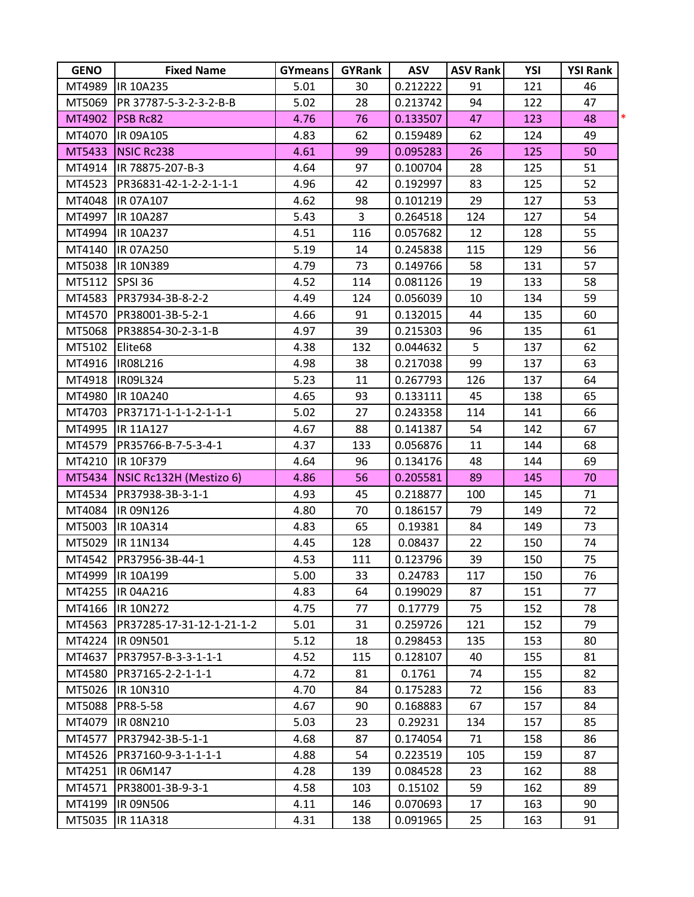| GENO | Fixed Name | GYmeans | GYRank | ASV | ASV Rank | YSI | YSI Rank |
|---|---|---|---|---|---|---|---|
| MT4989 | IR 10A235 | 5.01 | 30 | 0.212222 | 91 | 121 | 46 |
| MT5069 | PR 37787-5-3-2-3-2-B-B | 5.02 | 28 | 0.213742 | 94 | 122 | 47 |
| MT4902 | PSB Rc82 | 4.76 | 76 | 0.133507 | 47 | 123 | 48 * |
| MT4070 | IR 09A105 | 4.83 | 62 | 0.159489 | 62 | 124 | 49 |
| MT5433 | NSIC Rc238 | 4.61 | 99 | 0.095283 | 26 | 125 | 50 |
| MT4914 | IR 78875-207-B-3 | 4.64 | 97 | 0.100704 | 28 | 125 | 51 |
| MT4523 | PR36831-42-1-2-2-1-1-1 | 4.96 | 42 | 0.192997 | 83 | 125 | 52 |
| MT4048 | IR 07A107 | 4.62 | 98 | 0.101219 | 29 | 127 | 53 |
| MT4997 | IR 10A287 | 5.43 | 3 | 0.264518 | 124 | 127 | 54 |
| MT4994 | IR 10A237 | 4.51 | 116 | 0.057682 | 12 | 128 | 55 |
| MT4140 | IR 07A250 | 5.19 | 14 | 0.245838 | 115 | 129 | 56 |
| MT5038 | IR 10N389 | 4.79 | 73 | 0.149766 | 58 | 131 | 57 |
| MT5112 | SPSI 36 | 4.52 | 114 | 0.081126 | 19 | 133 | 58 |
| MT4583 | PR37934-3B-8-2-2 | 4.49 | 124 | 0.056039 | 10 | 134 | 59 |
| MT4570 | PR38001-3B-5-2-1 | 4.66 | 91 | 0.132015 | 44 | 135 | 60 |
| MT5068 | PR38854-30-2-3-1-B | 4.97 | 39 | 0.215303 | 96 | 135 | 61 |
| MT5102 | Elite68 | 4.38 | 132 | 0.044632 | 5 | 137 | 62 |
| MT4916 | IR08L216 | 4.98 | 38 | 0.217038 | 99 | 137 | 63 |
| MT4918 | IR09L324 | 5.23 | 11 | 0.267793 | 126 | 137 | 64 |
| MT4980 | IR 10A240 | 4.65 | 93 | 0.133111 | 45 | 138 | 65 |
| MT4703 | PR37171-1-1-1-2-1-1-1 | 5.02 | 27 | 0.243358 | 114 | 141 | 66 |
| MT4995 | IR 11A127 | 4.67 | 88 | 0.141387 | 54 | 142 | 67 |
| MT4579 | PR35766-B-7-5-3-4-1 | 4.37 | 133 | 0.056876 | 11 | 144 | 68 |
| MT4210 | IR 10F379 | 4.64 | 96 | 0.134176 | 48 | 144 | 69 |
| MT5434 | NSIC Rc132H (Mestizo 6) | 4.86 | 56 | 0.205581 | 89 | 145 | 70 |
| MT4534 | PR37938-3B-3-1-1 | 4.93 | 45 | 0.218877 | 100 | 145 | 71 |
| MT4084 | IR 09N126 | 4.80 | 70 | 0.186157 | 79 | 149 | 72 |
| MT5003 | IR 10A314 | 4.83 | 65 | 0.19381 | 84 | 149 | 73 |
| MT5029 | IR 11N134 | 4.45 | 128 | 0.08437 | 22 | 150 | 74 |
| MT4542 | PR37956-3B-44-1 | 4.53 | 111 | 0.123796 | 39 | 150 | 75 |
| MT4999 | IR 10A199 | 5.00 | 33 | 0.24783 | 117 | 150 | 76 |
| MT4255 | IR 04A216 | 4.83 | 64 | 0.199029 | 87 | 151 | 77 |
| MT4166 | IR 10N272 | 4.75 | 77 | 0.17779 | 75 | 152 | 78 |
| MT4563 | PR37285-17-31-12-1-21-1-2 | 5.01 | 31 | 0.259726 | 121 | 152 | 79 |
| MT4224 | IR 09N501 | 5.12 | 18 | 0.298453 | 135 | 153 | 80 |
| MT4637 | PR37957-B-3-3-1-1-1 | 4.52 | 115 | 0.128107 | 40 | 155 | 81 |
| MT4580 | PR37165-2-2-1-1-1 | 4.72 | 81 | 0.1761 | 74 | 155 | 82 |
| MT5026 | IR 10N310 | 4.70 | 84 | 0.175283 | 72 | 156 | 83 |
| MT5088 | PR8-5-58 | 4.67 | 90 | 0.168883 | 67 | 157 | 84 |
| MT4079 | IR 08N210 | 5.03 | 23 | 0.29231 | 134 | 157 | 85 |
| MT4577 | PR37942-3B-5-1-1 | 4.68 | 87 | 0.174054 | 71 | 158 | 86 |
| MT4526 | PR37160-9-3-1-1-1-1 | 4.88 | 54 | 0.223519 | 105 | 159 | 87 |
| MT4251 | IR 06M147 | 4.28 | 139 | 0.084528 | 23 | 162 | 88 |
| MT4571 | PR38001-3B-9-3-1 | 4.58 | 103 | 0.15102 | 59 | 162 | 89 |
| MT4199 | IR 09N506 | 4.11 | 146 | 0.070693 | 17 | 163 | 90 |
| MT5035 | IR 11A318 | 4.31 | 138 | 0.091965 | 25 | 163 | 91 |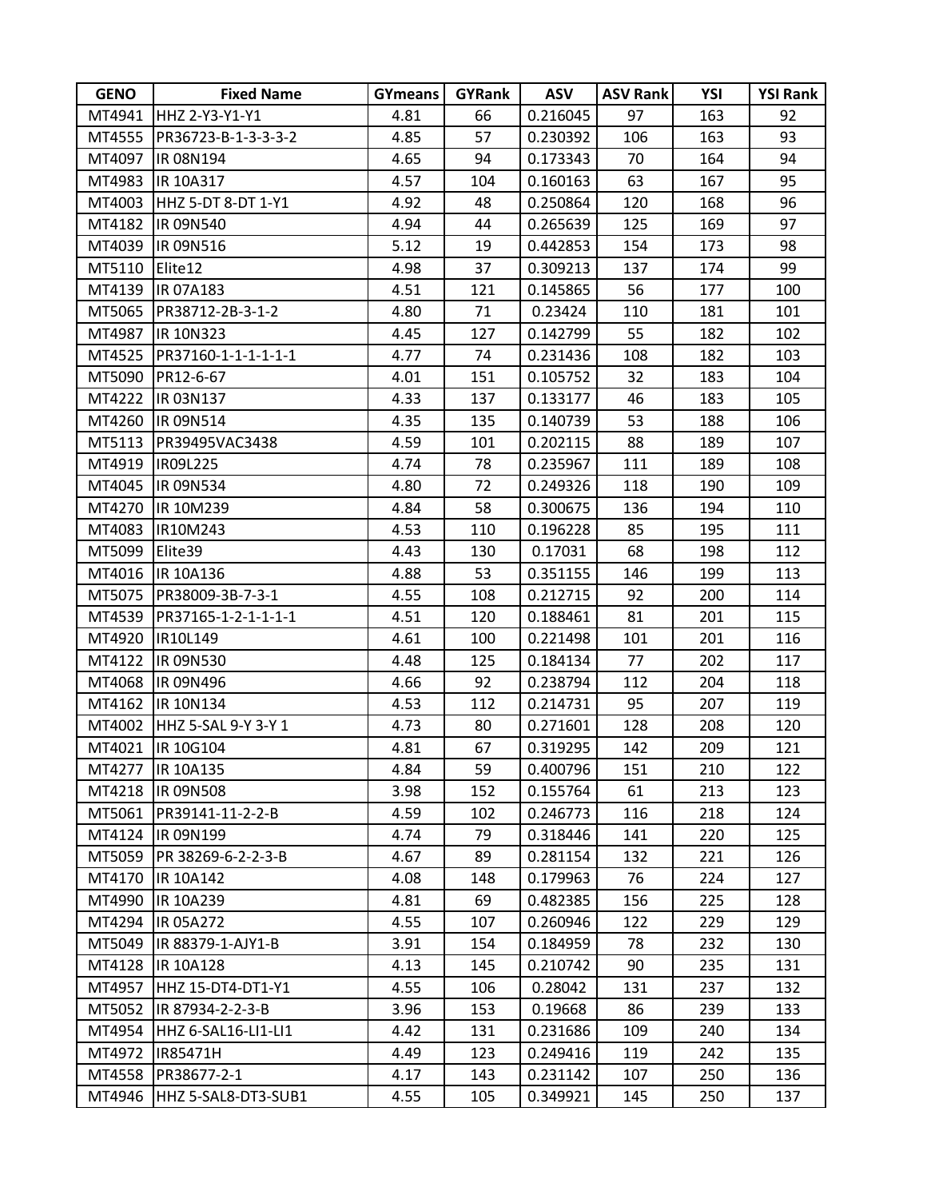| GENO | Fixed Name | GYmeans | GYRank | ASV | ASV Rank | YSI | YSI Rank |
|---|---|---|---|---|---|---|---|
| MT4941 | HHZ 2-Y3-Y1-Y1 | 4.81 | 66 | 0.216045 | 97 | 163 | 92 |
| MT4555 | PR36723-B-1-3-3-3-2 | 4.85 | 57 | 0.230392 | 106 | 163 | 93 |
| MT4097 | IR 08N194 | 4.65 | 94 | 0.173343 | 70 | 164 | 94 |
| MT4983 | IR 10A317 | 4.57 | 104 | 0.160163 | 63 | 167 | 95 |
| MT4003 | HHZ 5-DT 8-DT 1-Y1 | 4.92 | 48 | 0.250864 | 120 | 168 | 96 |
| MT4182 | IR 09N540 | 4.94 | 44 | 0.265639 | 125 | 169 | 97 |
| MT4039 | IR 09N516 | 5.12 | 19 | 0.442853 | 154 | 173 | 98 |
| MT5110 | Elite12 | 4.98 | 37 | 0.309213 | 137 | 174 | 99 |
| MT4139 | IR 07A183 | 4.51 | 121 | 0.145865 | 56 | 177 | 100 |
| MT5065 | PR38712-2B-3-1-2 | 4.80 | 71 | 0.23424 | 110 | 181 | 101 |
| MT4987 | IR 10N323 | 4.45 | 127 | 0.142799 | 55 | 182 | 102 |
| MT4525 | PR37160-1-1-1-1-1-1 | 4.77 | 74 | 0.231436 | 108 | 182 | 103 |
| MT5090 | PR12-6-67 | 4.01 | 151 | 0.105752 | 32 | 183 | 104 |
| MT4222 | IR 03N137 | 4.33 | 137 | 0.133177 | 46 | 183 | 105 |
| MT4260 | IR 09N514 | 4.35 | 135 | 0.140739 | 53 | 188 | 106 |
| MT5113 | PR39495VAC3438 | 4.59 | 101 | 0.202115 | 88 | 189 | 107 |
| MT4919 | IR09L225 | 4.74 | 78 | 0.235967 | 111 | 189 | 108 |
| MT4045 | IR 09N534 | 4.80 | 72 | 0.249326 | 118 | 190 | 109 |
| MT4270 | IR 10M239 | 4.84 | 58 | 0.300675 | 136 | 194 | 110 |
| MT4083 | IR10M243 | 4.53 | 110 | 0.196228 | 85 | 195 | 111 |
| MT5099 | Elite39 | 4.43 | 130 | 0.17031 | 68 | 198 | 112 |
| MT4016 | IR 10A136 | 4.88 | 53 | 0.351155 | 146 | 199 | 113 |
| MT5075 | PR38009-3B-7-3-1 | 4.55 | 108 | 0.212715 | 92 | 200 | 114 |
| MT4539 | PR37165-1-2-1-1-1-1 | 4.51 | 120 | 0.188461 | 81 | 201 | 115 |
| MT4920 | IR10L149 | 4.61 | 100 | 0.221498 | 101 | 201 | 116 |
| MT4122 | IR 09N530 | 4.48 | 125 | 0.184134 | 77 | 202 | 117 |
| MT4068 | IR 09N496 | 4.66 | 92 | 0.238794 | 112 | 204 | 118 |
| MT4162 | IR 10N134 | 4.53 | 112 | 0.214731 | 95 | 207 | 119 |
| MT4002 | HHZ 5-SAL 9-Y 3-Y 1 | 4.73 | 80 | 0.271601 | 128 | 208 | 120 |
| MT4021 | IR 10G104 | 4.81 | 67 | 0.319295 | 142 | 209 | 121 |
| MT4277 | IR 10A135 | 4.84 | 59 | 0.400796 | 151 | 210 | 122 |
| MT4218 | IR 09N508 | 3.98 | 152 | 0.155764 | 61 | 213 | 123 |
| MT5061 | PR39141-11-2-2-B | 4.59 | 102 | 0.246773 | 116 | 218 | 124 |
| MT4124 | IR 09N199 | 4.74 | 79 | 0.318446 | 141 | 220 | 125 |
| MT5059 | PR 38269-6-2-2-3-B | 4.67 | 89 | 0.281154 | 132 | 221 | 126 |
| MT4170 | IR 10A142 | 4.08 | 148 | 0.179963 | 76 | 224 | 127 |
| MT4990 | IR 10A239 | 4.81 | 69 | 0.482385 | 156 | 225 | 128 |
| MT4294 | IR 05A272 | 4.55 | 107 | 0.260946 | 122 | 229 | 129 |
| MT5049 | IR 88379-1-AJY1-B | 3.91 | 154 | 0.184959 | 78 | 232 | 130 |
| MT4128 | IR 10A128 | 4.13 | 145 | 0.210742 | 90 | 235 | 131 |
| MT4957 | HHZ 15-DT4-DT1-Y1 | 4.55 | 106 | 0.28042 | 131 | 237 | 132 |
| MT5052 | IR 87934-2-2-3-B | 3.96 | 153 | 0.19668 | 86 | 239 | 133 |
| MT4954 | HHZ 6-SAL16-LI1-LI1 | 4.42 | 131 | 0.231686 | 109 | 240 | 134 |
| MT4972 | IR85471H | 4.49 | 123 | 0.249416 | 119 | 242 | 135 |
| MT4558 | PR38677-2-1 | 4.17 | 143 | 0.231142 | 107 | 250 | 136 |
| MT4946 | HHZ 5-SAL8-DT3-SUB1 | 4.55 | 105 | 0.349921 | 145 | 250 | 137 |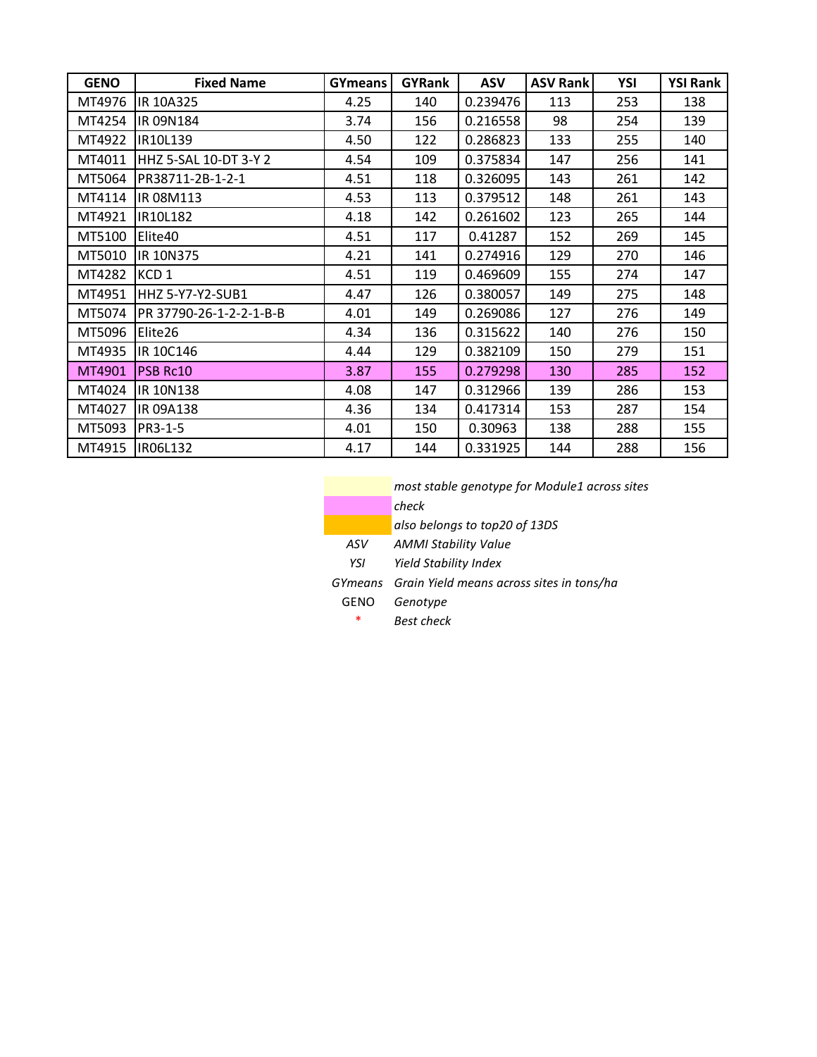| GENO | Fixed Name | GYmeans | GYRank | ASV | ASV Rank | YSI | YSI Rank |
|---|---|---|---|---|---|---|---|
| MT4976 | IR 10A325 | 4.25 | 140 | 0.239476 | 113 | 253 | 138 |
| MT4254 | IR 09N184 | 3.74 | 156 | 0.216558 | 98 | 254 | 139 |
| MT4922 | IR10L139 | 4.50 | 122 | 0.286823 | 133 | 255 | 140 |
| MT4011 | HHZ 5-SAL 10-DT 3-Y 2 | 4.54 | 109 | 0.375834 | 147 | 256 | 141 |
| MT5064 | PR38711-2B-1-2-1 | 4.51 | 118 | 0.326095 | 143 | 261 | 142 |
| MT4114 | IR 08M113 | 4.53 | 113 | 0.379512 | 148 | 261 | 143 |
| MT4921 | IR10L182 | 4.18 | 142 | 0.261602 | 123 | 265 | 144 |
| MT5100 | Elite40 | 4.51 | 117 | 0.41287 | 152 | 269 | 145 |
| MT5010 | IR 10N375 | 4.21 | 141 | 0.274916 | 129 | 270 | 146 |
| MT4282 | KCD 1 | 4.51 | 119 | 0.469609 | 155 | 274 | 147 |
| MT4951 | HHZ 5-Y7-Y2-SUB1 | 4.47 | 126 | 0.380057 | 149 | 275 | 148 |
| MT5074 | PR 37790-26-1-2-2-1-B-B | 4.01 | 149 | 0.269086 | 127 | 276 | 149 |
| MT5096 | Elite26 | 4.34 | 136 | 0.315622 | 140 | 276 | 150 |
| MT4935 | IR 10C146 | 4.44 | 129 | 0.382109 | 150 | 279 | 151 |
| MT4901 | PSB Rc10 | 3.87 | 155 | 0.279298 | 130 | 285 | 152 |
| MT4024 | IR 10N138 | 4.08 | 147 | 0.312966 | 139 | 286 | 153 |
| MT4027 | IR 09A138 | 4.36 | 134 | 0.417314 | 153 | 287 | 154 |
| MT5093 | PR3-1-5 | 4.01 | 150 | 0.30963 | 138 | 288 | 155 |
| MT4915 | IR06L132 | 4.17 | 144 | 0.331925 | 144 | 288 | 156 |

| | |
|---|---|
| (light yellow) | *most stable genotype for Module1 across sites* |
| (pink) | *check* |
| (orange) | *also belongs to top20 of 13DS* |
| *ASV* | *AMMI Stability Value* |
| *YSI* | *Yield Stability Index* |
| *GYmeans* | *Grain Yield means across sites in tons/ha* |
| GENO | *Genotype* |
| * | *Best check* |